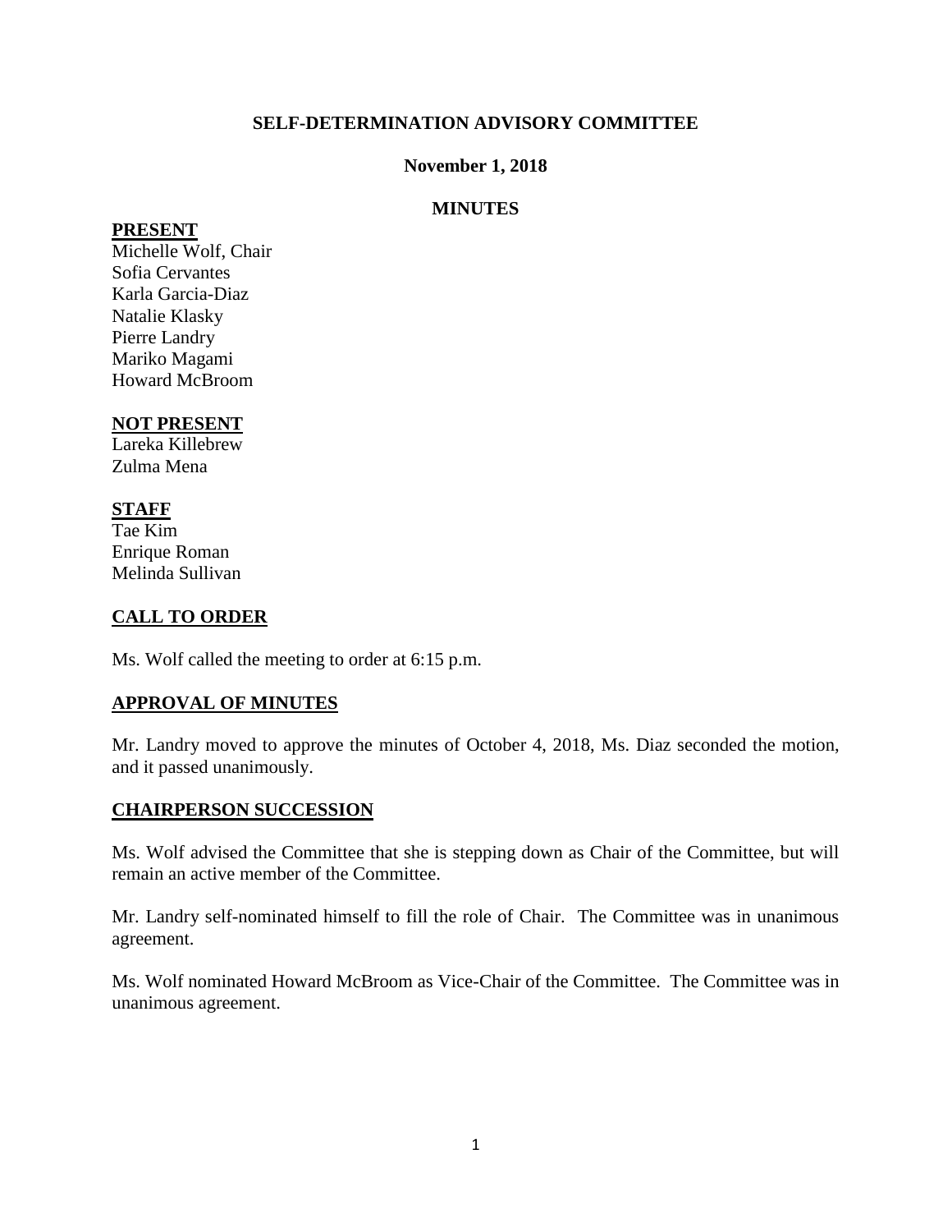**SELF-DETERMINATION ADVISORY COMMITTEE**

**November 1, 2018**

**MINUTES**

**PRESENT**

Michelle Wolf, Chair
Sofia Cervantes
Karla Garcia-Diaz
Natalie Klasky
Pierre Landry
Mariko Magami
Howard McBroom

**NOT PRESENT**

Lareka Killebrew
Zulma Mena

**STAFF**

Tae Kim
Enrique Roman
Melinda Sullivan

**CALL TO ORDER**

Ms. Wolf called the meeting to order at 6:15 p.m.

**APPROVAL OF MINUTES**

Mr. Landry moved to approve the minutes of October 4, 2018, Ms. Diaz seconded the motion, and it passed unanimously.

**CHAIRPERSON SUCCESSION**

Ms. Wolf advised the Committee that she is stepping down as Chair of the Committee, but will remain an active member of the Committee.

Mr. Landry self-nominated himself to fill the role of Chair. The Committee was in unanimous agreement.

Ms. Wolf nominated Howard McBroom as Vice-Chair of the Committee. The Committee was in unanimous agreement.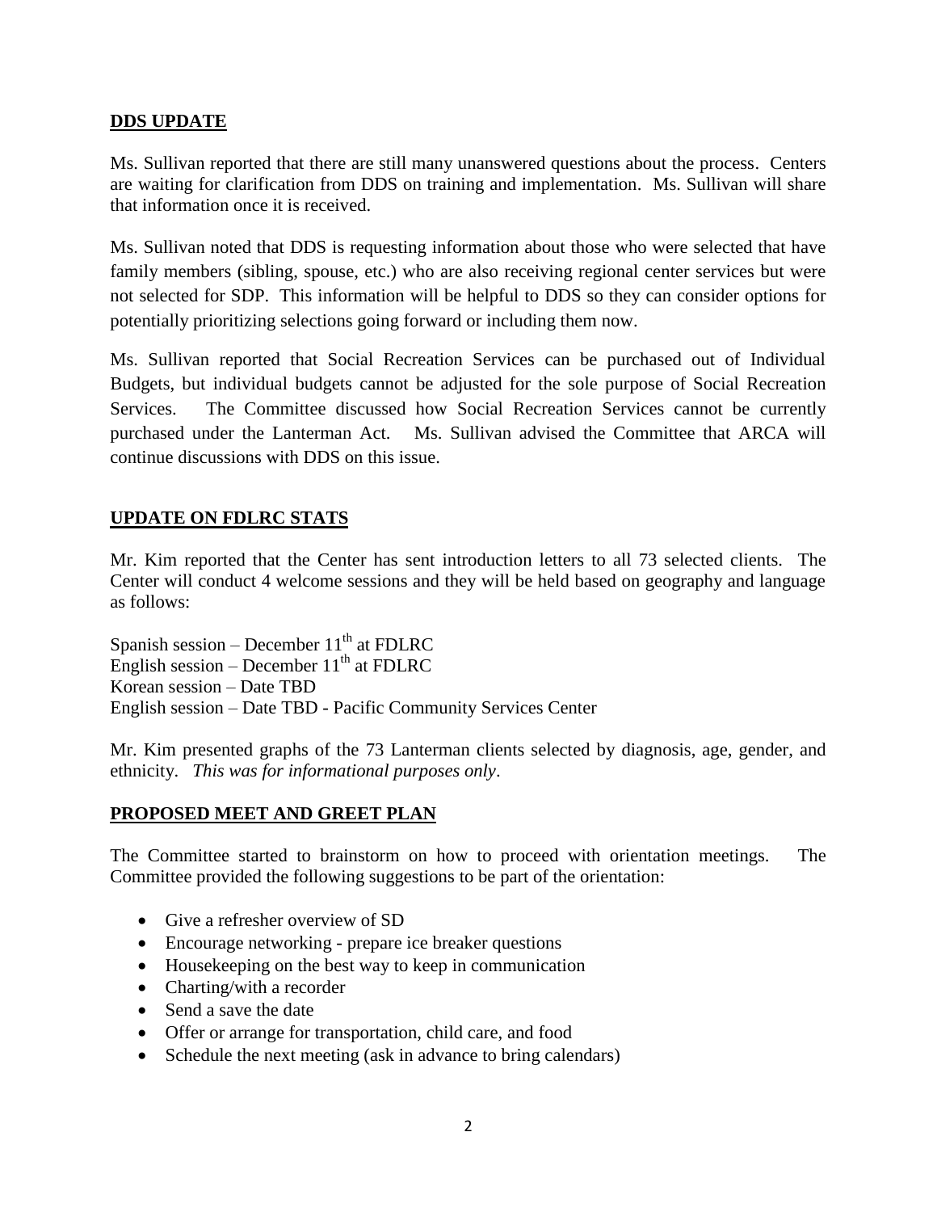## DDS UPDATE

Ms. Sullivan reported that there are still many unanswered questions about the process. Centers are waiting for clarification from DDS on training and implementation. Ms. Sullivan will share that information once it is received.

Ms. Sullivan noted that DDS is requesting information about those who were selected that have family members (sibling, spouse, etc.) who are also receiving regional center services but were not selected for SDP. This information will be helpful to DDS so they can consider options for potentially prioritizing selections going forward or including them now.

Ms. Sullivan reported that Social Recreation Services can be purchased out of Individual Budgets, but individual budgets cannot be adjusted for the sole purpose of Social Recreation Services. The Committee discussed how Social Recreation Services cannot be currently purchased under the Lanterman Act. Ms. Sullivan advised the Committee that ARCA will continue discussions with DDS on this issue.

## UPDATE ON FDLRC STATS

Mr. Kim reported that the Center has sent introduction letters to all 73 selected clients. The Center will conduct 4 welcome sessions and they will be held based on geography and language as follows:

Spanish session – December 11th at FDLRC
English session – December 11th at FDLRC
Korean session – Date TBD
English session – Date TBD - Pacific Community Services Center

Mr. Kim presented graphs of the 73 Lanterman clients selected by diagnosis, age, gender, and ethnicity. *This was for informational purposes only*.

## PROPOSED MEET AND GREET PLAN

The Committee started to brainstorm on how to proceed with orientation meetings. The Committee provided the following suggestions to be part of the orientation:

- Give a refresher overview of SD
- Encourage networking - prepare ice breaker questions
- Housekeeping on the best way to keep in communication
- Charting/with a recorder
- Send a save the date
- Offer or arrange for transportation, child care, and food
- Schedule the next meeting (ask in advance to bring calendars)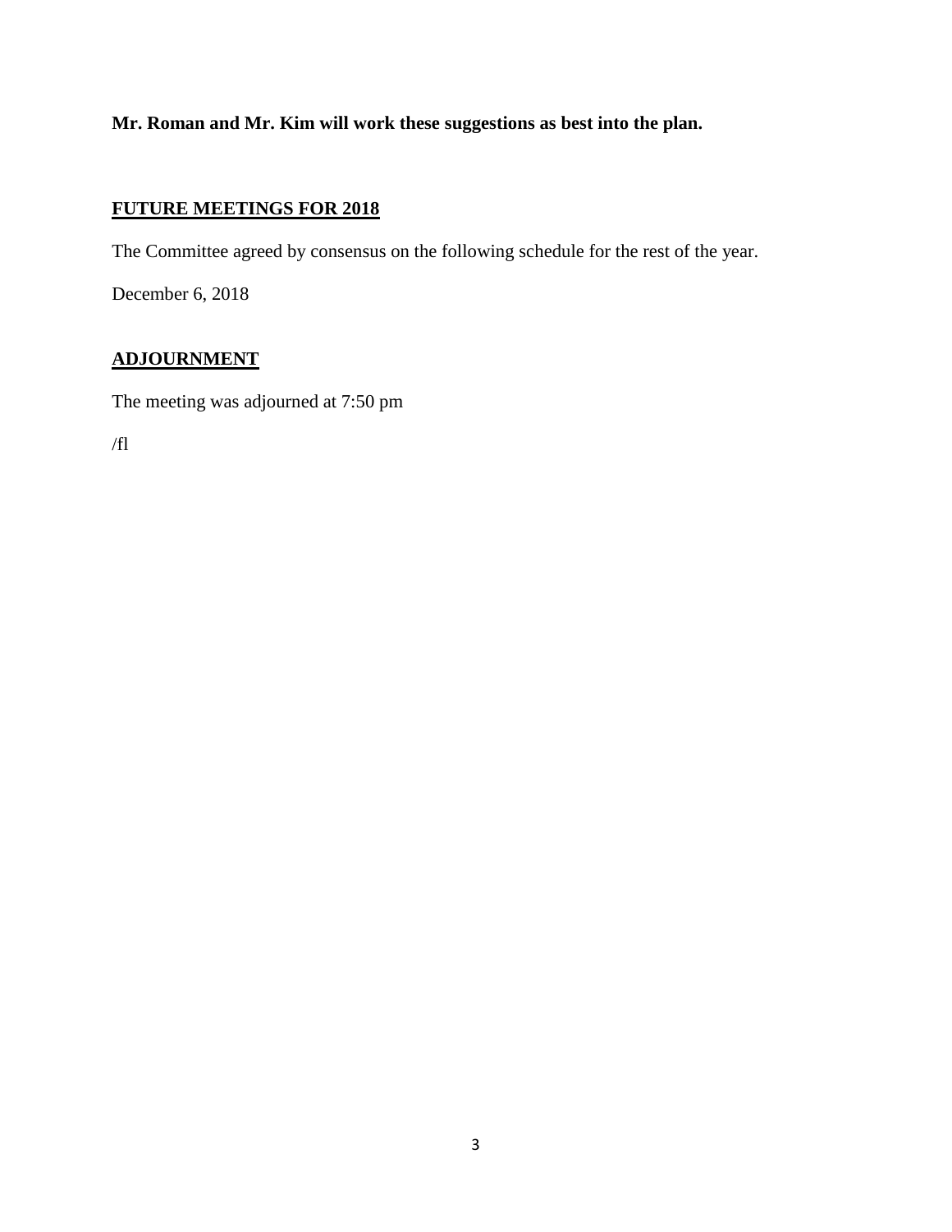**Mr. Roman and Mr. Kim will work these suggestions as best into the plan.**

## FUTURE MEETINGS FOR 2018

The Committee agreed by consensus on the following schedule for the rest of the year.

December 6, 2018

## ADJOURNMENT

The meeting was adjourned at 7:50 pm

/fl